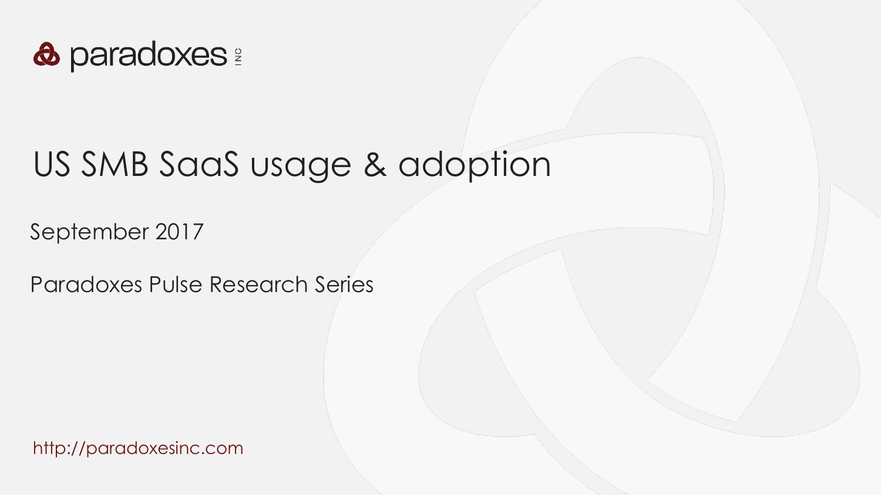paradoxes INC

# US SMB SaaS usage & adoption

September 2017

Paradoxes Pulse Research Series

http://paradoxesinc.com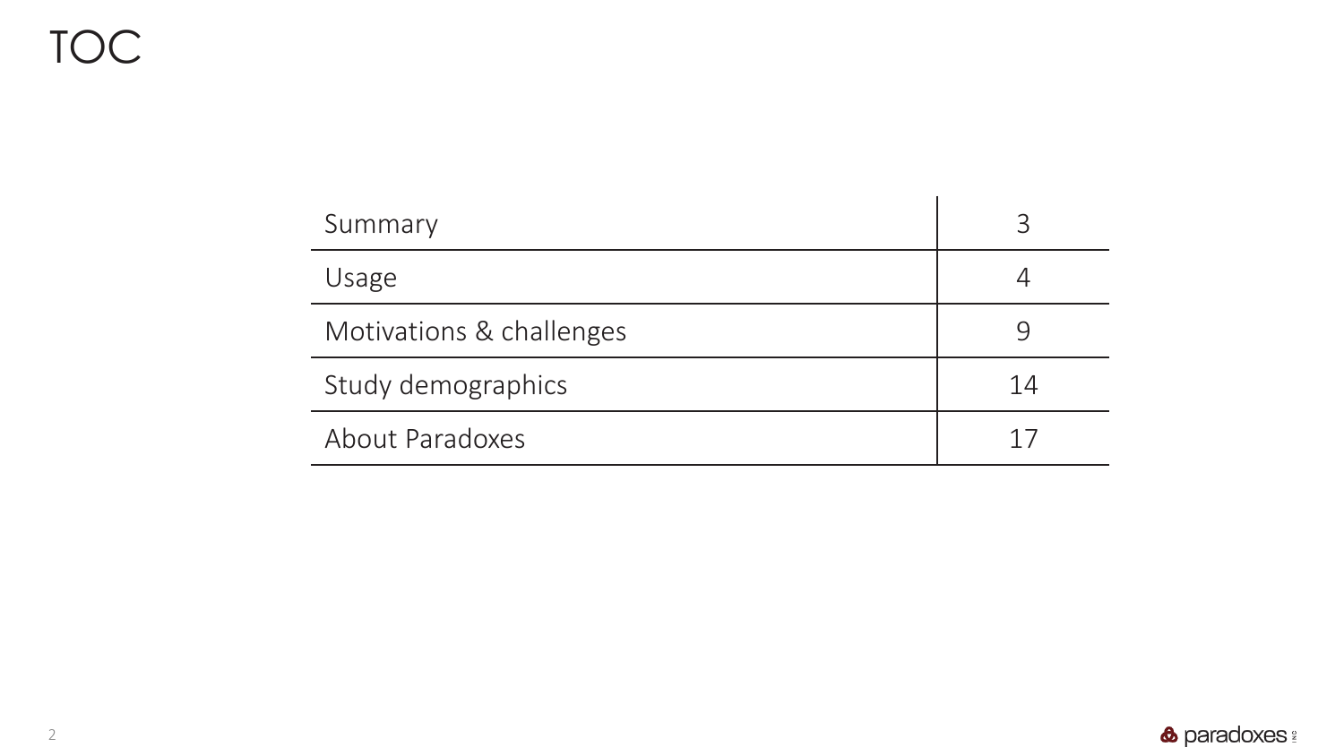# TOC

| | |
|---|---|
| Summary | 3 |
| Usage | 4 |
| Motivations & challenges | 9 |
| Study demographics | 14 |
| About Paradoxes | 17 |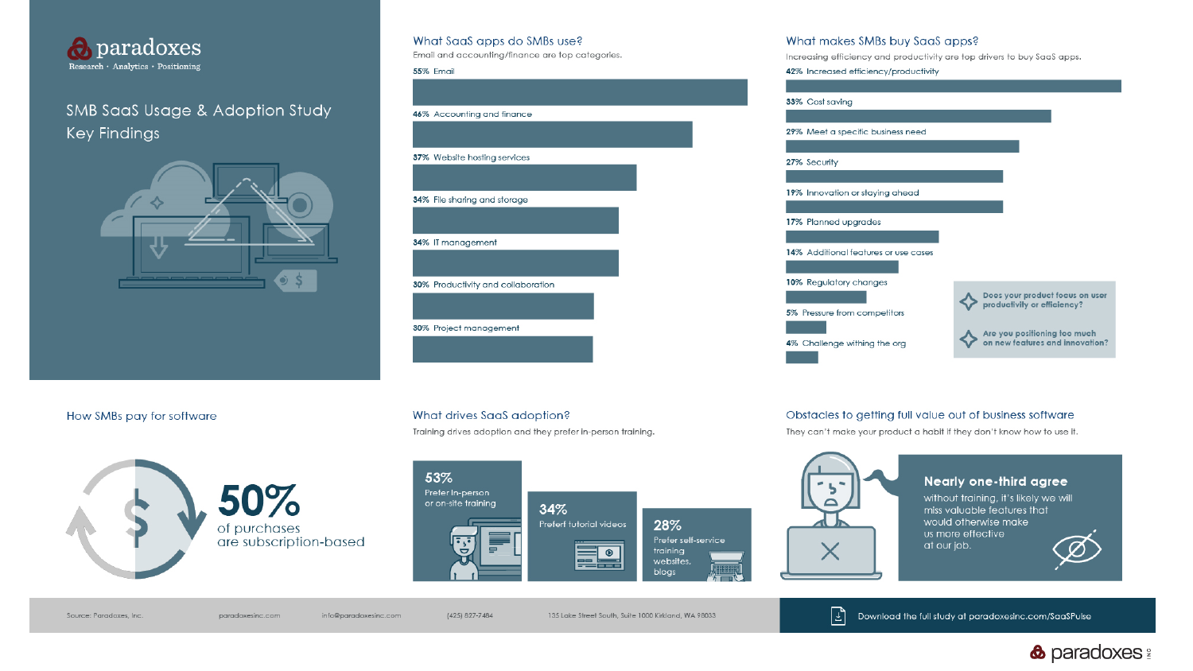# paradoxes

Research · Analytics · Positioning

## SMB SaaS Usage & Adoption Study
## Key Findings

### What SaaS apps do SMBs use?

Email and accounting/finance are top categories.

- 55% Email
- 46% Accounting and finance
- 37% Website hosting services
- 34% File sharing and storage
- 34% IT management
- 30% Productivity and collaboration
- 30% Project management

### What makes SMBs buy SaaS apps?

Increasing efficiency and productivity are top drivers to buy SaaS apps.

- 42% Increased efficiency/productivity
- 33% Cost saving
- 29% Meet a specific business need
- 27% Security
- 19% Innovation or staying ahead
- 17% Planned upgrades
- 14% Additional features or use cases
- 10% Regulatory changes
- 5% Pressure from competitors
- 4% Challenge withing the org

**Does your product focus on user productivity or efficiency?**

**Are you positioning too much on new features and innovation?**

### How SMBs pay for software

**50%** of purchases are subscription-based

### What drives SaaS adoption?

Training drives adoption and they prefer in-person training.

- **53%** Prefer in-person or on-site training
- **34%** Prefert tutorial videos
- **28%** Prefer self-service training websites, blogs

### Obstacles to getting full value out of business software

They can't make your product a habit if they don't know how to use it.

**Nearly one-third agree**

without training, it's likely we will miss valuable features that would otherwise make us more effective at our job.

Source: Paradoxes, Inc. | paradoxesinc.com | info@paradoxesinc.com | (425) 827-7484 | 135 Lake Street South, Suite 1000 Kirkland, WA 98033

Download the full study at paradoxesinc.com/SaaSPulse

paradoxes INC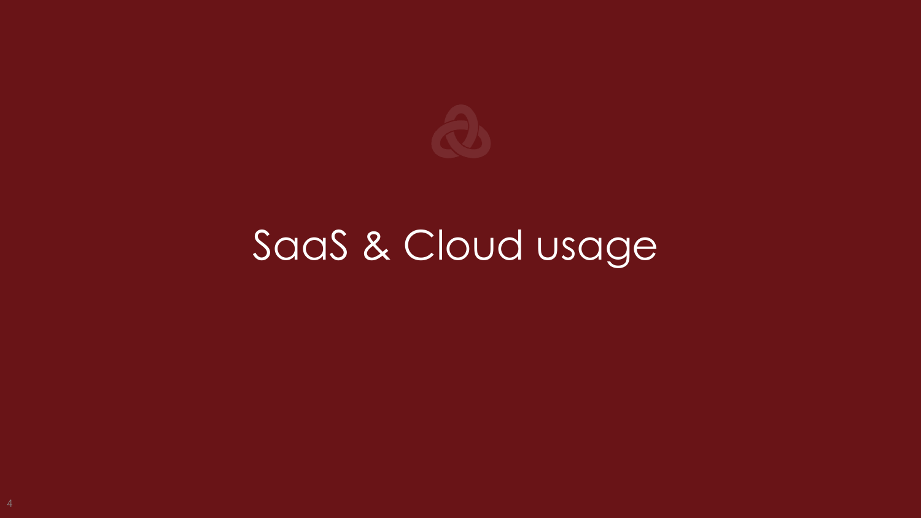# SaaS & Cloud usage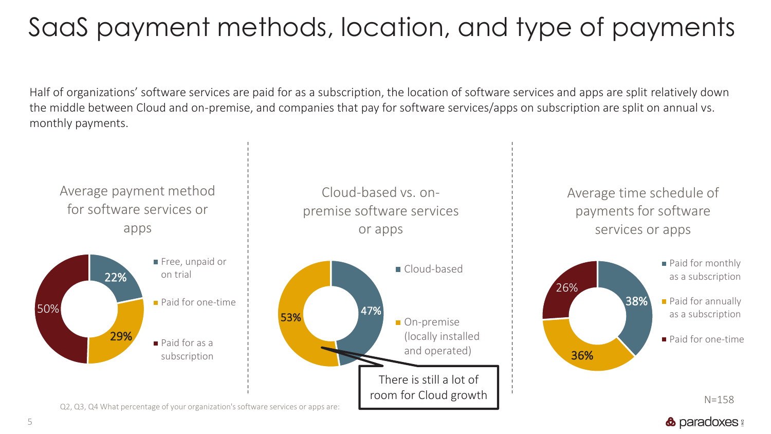# SaaS payment methods, location, and type of payments

Half of organizations' software services are paid for as a subscription, the location of software services and apps are split relatively down the middle between Cloud and on-premise, and companies that pay for software services/apps on subscription are split on annual vs. monthly payments.

### Average payment method for software services or apps

| Payment method | % |
|---|---|
| Free, unpaid or on trial | 22% |
| Paid for one-time | 29% |
| Paid for as a subscription | 50% |

### Cloud-based vs. on-premise software services or apps

| Location | % |
|---|---|
| Cloud-based | 47% |
| On-premise (locally installed and operated) | 53% |

There is still a lot of room for Cloud growth

### Average time schedule of payments for software services or apps

| Payment schedule | % |
|---|---|
| Paid for monthly as a subscription | 38% |
| Paid for annually as a subscription | 36% |
| Paid for one-time | 26% |

N=158

Q2, Q3, Q4 What percentage of your organization's software services or apps are: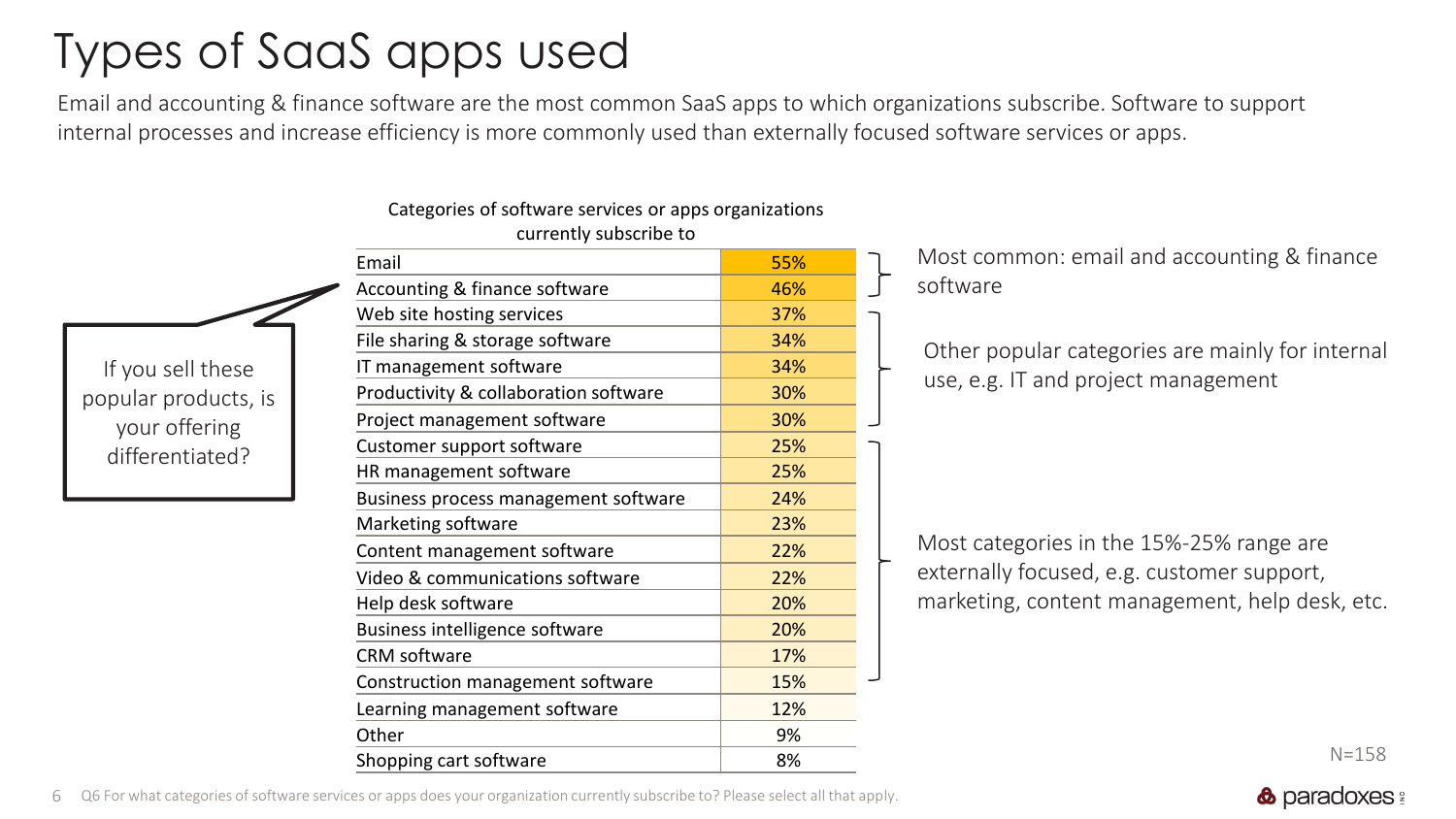# Types of SaaS apps used

Email and accounting & finance software are the most common SaaS apps to which organizations subscribe. Software to support internal processes and increase efficiency is more commonly used than externally focused software services or apps.

If you sell these popular products, is your offering differentiated?

**Categories of software services or apps organizations currently subscribe to**

| Category | % |
|---|---|
| Email | 55% |
| Accounting & finance software | 46% |
| Web site hosting services | 37% |
| File sharing & storage software | 34% |
| IT management software | 34% |
| Productivity & collaboration software | 30% |
| Project management software | 30% |
| Customer support software | 25% |
| HR management software | 25% |
| Business process management software | 24% |
| Marketing software | 23% |
| Content management software | 22% |
| Video & communications software | 22% |
| Help desk software | 20% |
| Business intelligence software | 20% |
| CRM software | 17% |
| Construction management software | 15% |
| Learning management software | 12% |
| Other | 9% |
| Shopping cart software | 8% |

Most common: email and accounting & finance software

Other popular categories are mainly for internal use, e.g. IT and project management

Most categories in the 15%-25% range are externally focused, e.g. customer support, marketing, content management, help desk, etc.

N=158

Q6 For what categories of software services or apps does your organization currently subscribe to? Please select all that apply.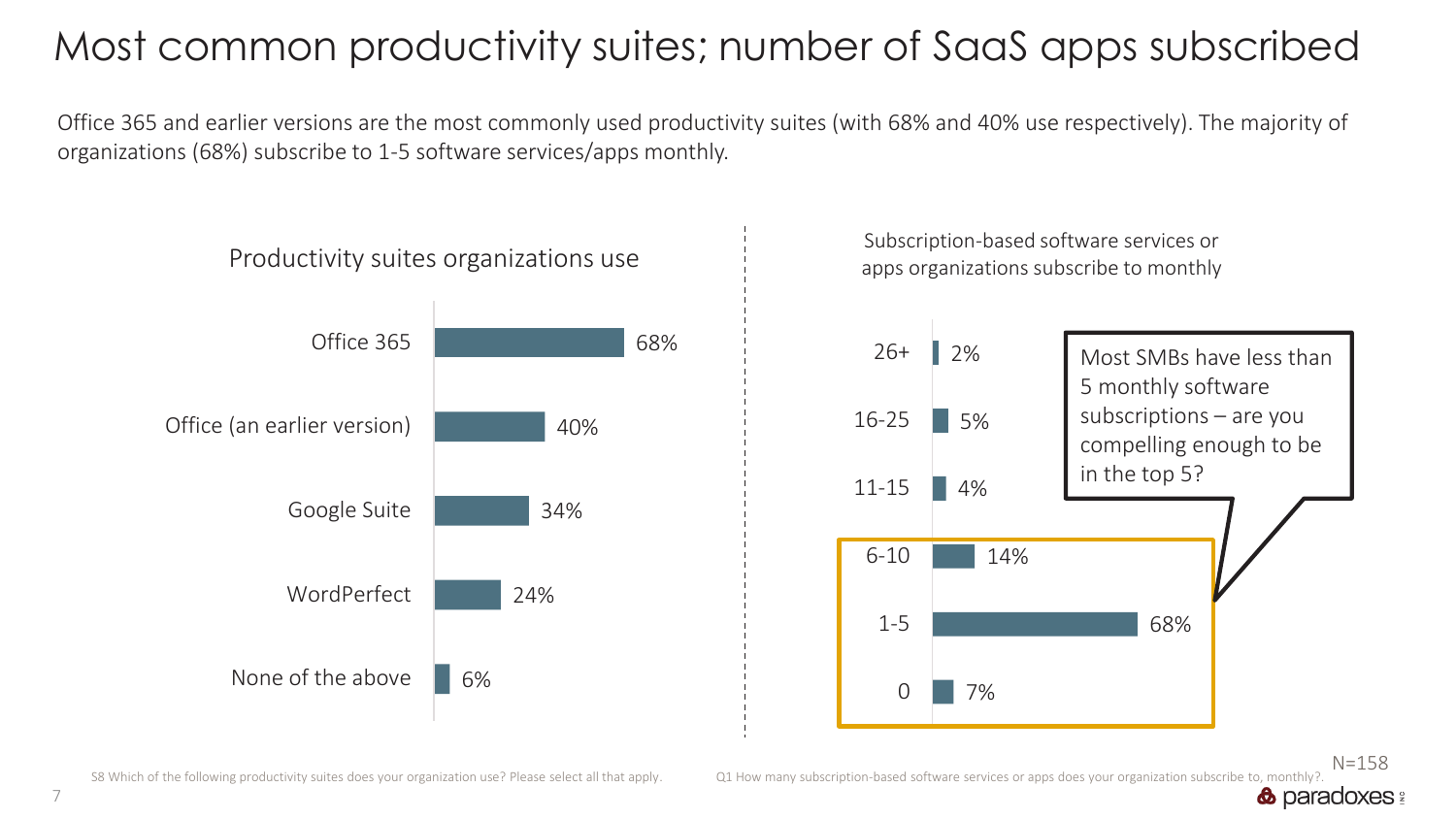# Most common productivity suites; number of SaaS apps subscribed

Office 365 and earlier versions are the most commonly used productivity suites (with 68% and 40% use respectively). The majority of organizations (68%) subscribe to 1-5 software services/apps monthly.

### Productivity suites organizations use

| Productivity suite | % |
|---|---|
| Office 365 | 68% |
| Office (an earlier version) | 40% |
| Google Suite | 34% |
| WordPerfect | 24% |
| None of the above | 6% |

### Subscription-based software services or apps organizations subscribe to monthly

| Number of subscriptions | % |
|---|---|
| 26+ | 2% |
| 16-25 | 5% |
| 11-15 | 4% |
| 6-10 | 14% |
| 1-5 | 68% |
| 0 | 7% |

Most SMBs have less than 5 monthly software subscriptions – are you compelling enough to be in the top 5?

N=158

S8 Which of the following productivity suites does your organization use? Please select all that apply.

Q1 How many subscription-based software services or apps does your organization subscribe to, monthly?.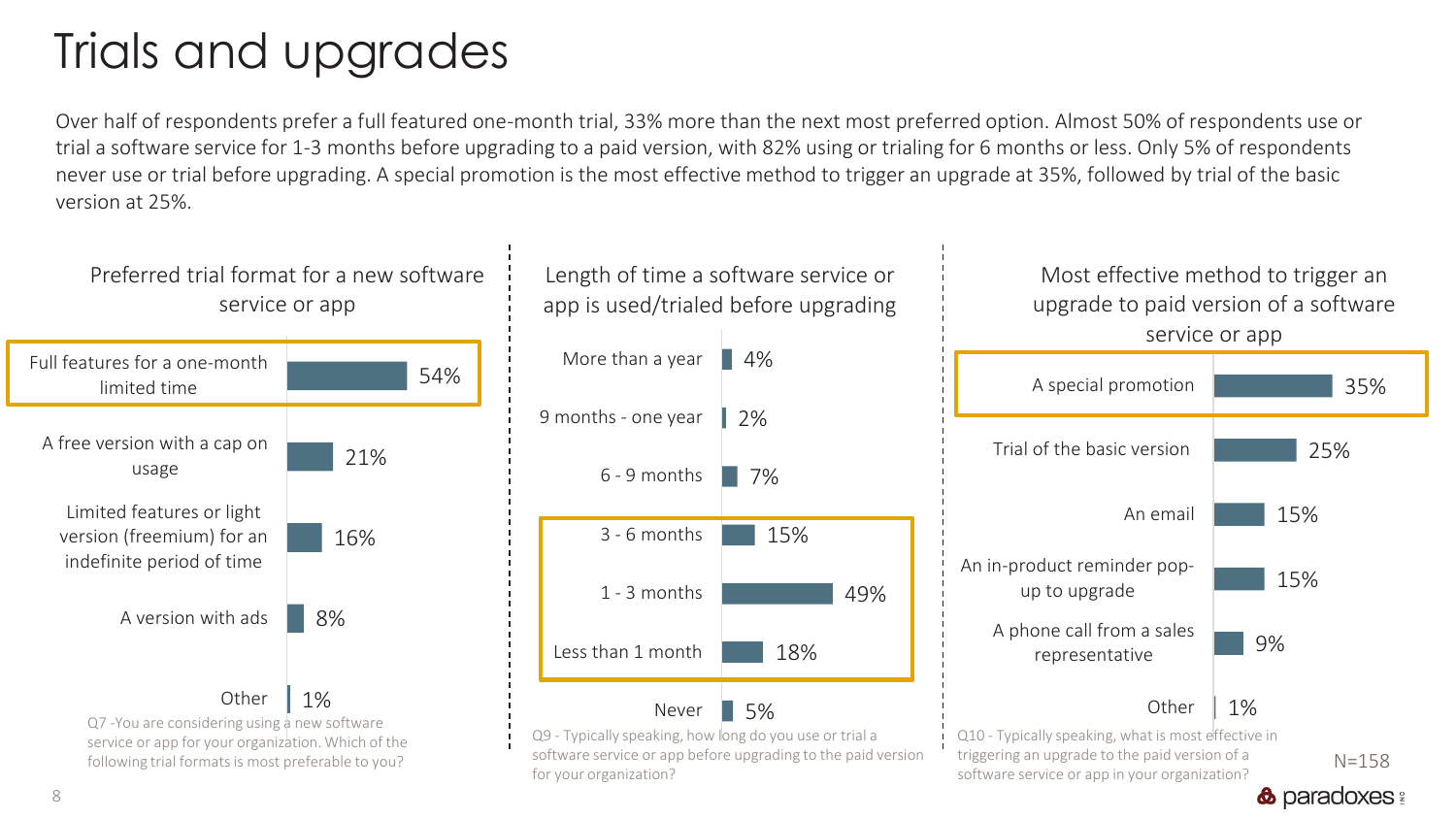# Trials and upgrades

Over half of respondents prefer a full featured one-month trial, 33% more than the next most preferred option. Almost 50% of respondents use or trial a software service for 1-3 months before upgrading to a paid version, with 82% using or trialing for 6 months or less. Only 5% of respondents never use or trial before upgrading. A special promotion is the most effective method to trigger an upgrade at 35%, followed by trial of the basic version at 25%.

### Preferred trial format for a new software service or app

| Trial format | % |
|---|---|
| Full features for a one-month limited time | 54% |
| A free version with a cap on usage | 21% |
| Limited features or light version (freemium) for an indefinite period of time | 16% |
| A version with ads | 8% |
| Other | 1% |

Q7 -You are considering using a new software service or app for your organization. Which of the following trial formats is most preferable to you?

### Length of time a software service or app is used/trialed before upgrading

| Length of time | % |
|---|---|
| More than a year | 4% |
| 9 months - one year | 2% |
| 6 - 9 months | 7% |
| 3 - 6 months | 15% |
| 1 - 3 months | 49% |
| Less than 1 month | 18% |
| Never | 5% |

Q9 - Typically speaking, how long do you use or trial a software service or app before upgrading to the paid version for your organization?

### Most effective method to trigger an upgrade to paid version of a software service or app

| Method | % |
|---|---|
| A special promotion | 35% |
| Trial of the basic version | 25% |
| An email | 15% |
| An in-product reminder pop-up to upgrade | 15% |
| A phone call from a sales representative | 9% |
| Other | 1% |

Q10 - Typically speaking, what is most effective in triggering an upgrade to the paid version of a software service or app in your organization?

N=158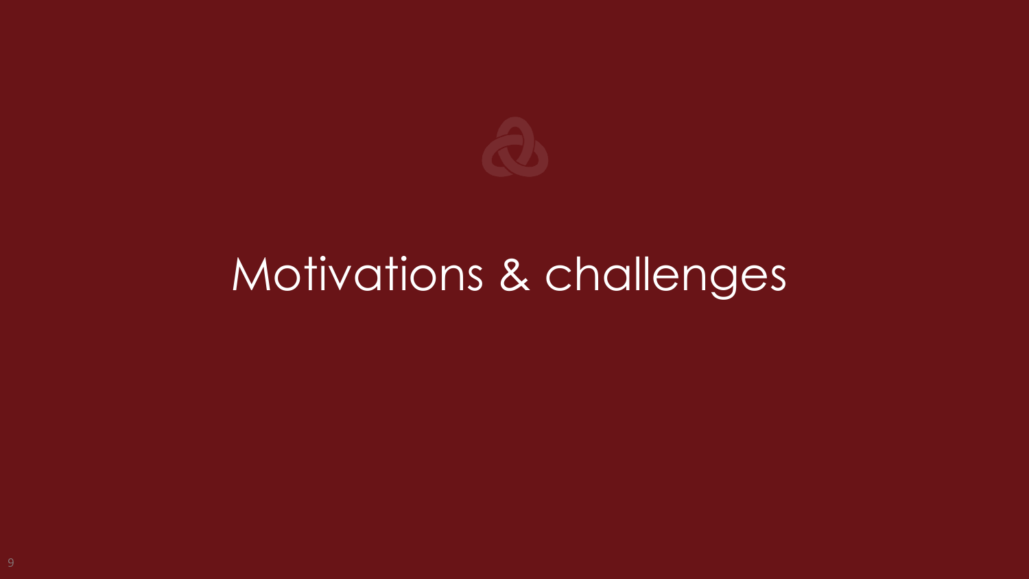# Motivations & challenges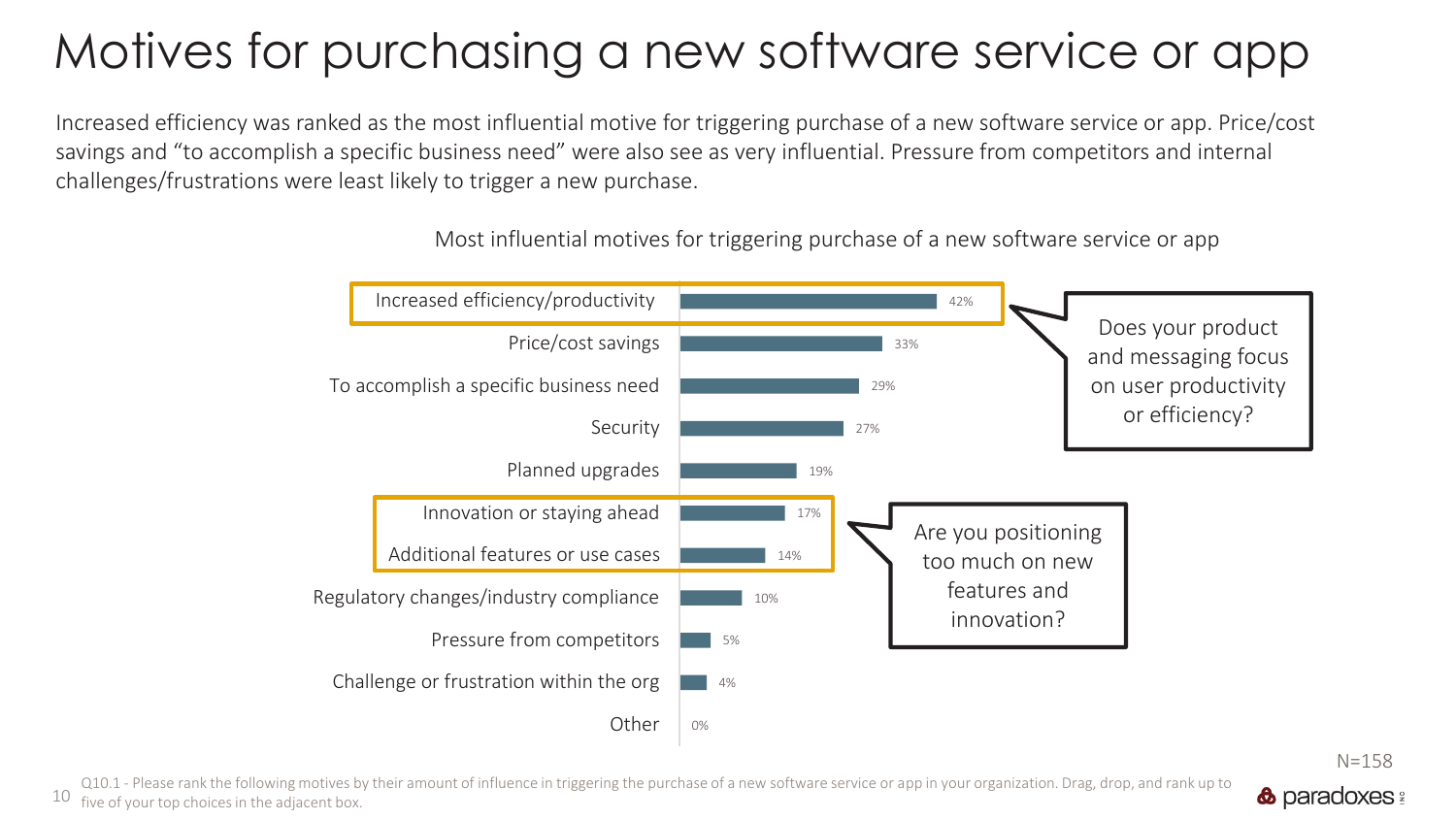# Motives for purchasing a new software service or app

Increased efficiency was ranked as the most influential motive for triggering purchase of a new software service or app. Price/cost savings and "to accomplish a specific business need" were also see as very influential. Pressure from competitors and internal challenges/frustrations were least likely to trigger a new purchase.

Most influential motives for triggering purchase of a new software service or app

| Motive | % |
|---|---|
| Increased efficiency/productivity | 42% |
| Price/cost savings | 33% |
| To accomplish a specific business need | 29% |
| Security | 27% |
| Planned upgrades | 19% |
| Innovation or staying ahead | 17% |
| Additional features or use cases | 14% |
| Regulatory changes/industry compliance | 10% |
| Pressure from competitors | 5% |
| Challenge or frustration within the org | 4% |
| Other | 0% |

Does your product and messaging focus on user productivity or efficiency?

Are you positioning too much on new features and innovation?

N=158

Q10.1 - Please rank the following motives by their amount of influence in triggering the purchase of a new software service or app in your organization. Drag, drop, and rank up to five of your top choices in the adjacent box.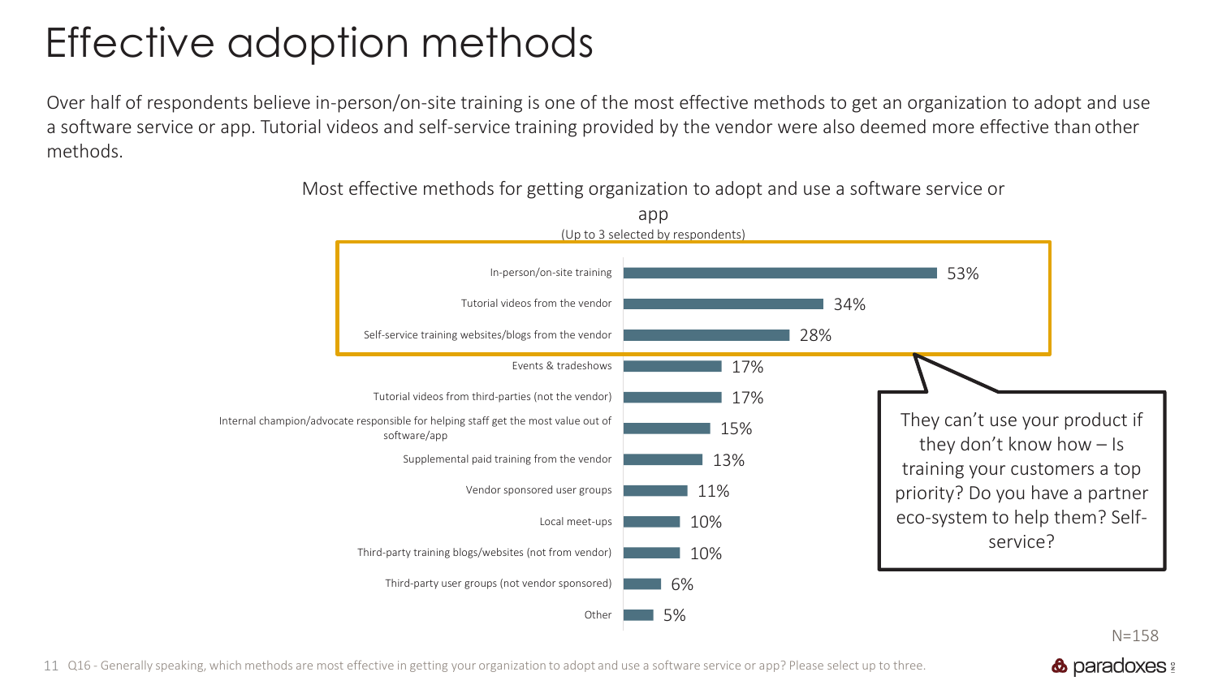# Effective adoption methods

Over half of respondents believe in-person/on-site training is one of the most effective methods to get an organization to adopt and use a software service or app. Tutorial videos and self-service training provided by the vendor were also deemed more effective than other methods.

Most effective methods for getting organization to adopt and use a software service or app
(Up to 3 selected by respondents)

| Method | % |
| --- | --- |
| In-person/on-site training | 53% |
| Tutorial videos from the vendor | 34% |
| Self-service training websites/blogs from the vendor | 28% |
| Events & tradeshows | 17% |
| Tutorial videos from third-parties (not the vendor) | 17% |
| Internal champion/advocate responsible for helping staff get the most value out of software/app | 15% |
| Supplemental paid training from the vendor | 13% |
| Vendor sponsored user groups | 11% |
| Local meet-ups | 10% |
| Third-party training blogs/websites (not from vendor) | 10% |
| Third-party user groups (not vendor sponsored) | 6% |
| Other | 5% |

They can't use your product if they don't know how – Is training your customers a top priority? Do you have a partner eco-system to help them? Self-service?

N=158

Q16 - Generally speaking, which methods are most effective in getting your organization to adopt and use a software service or app? Please select up to three.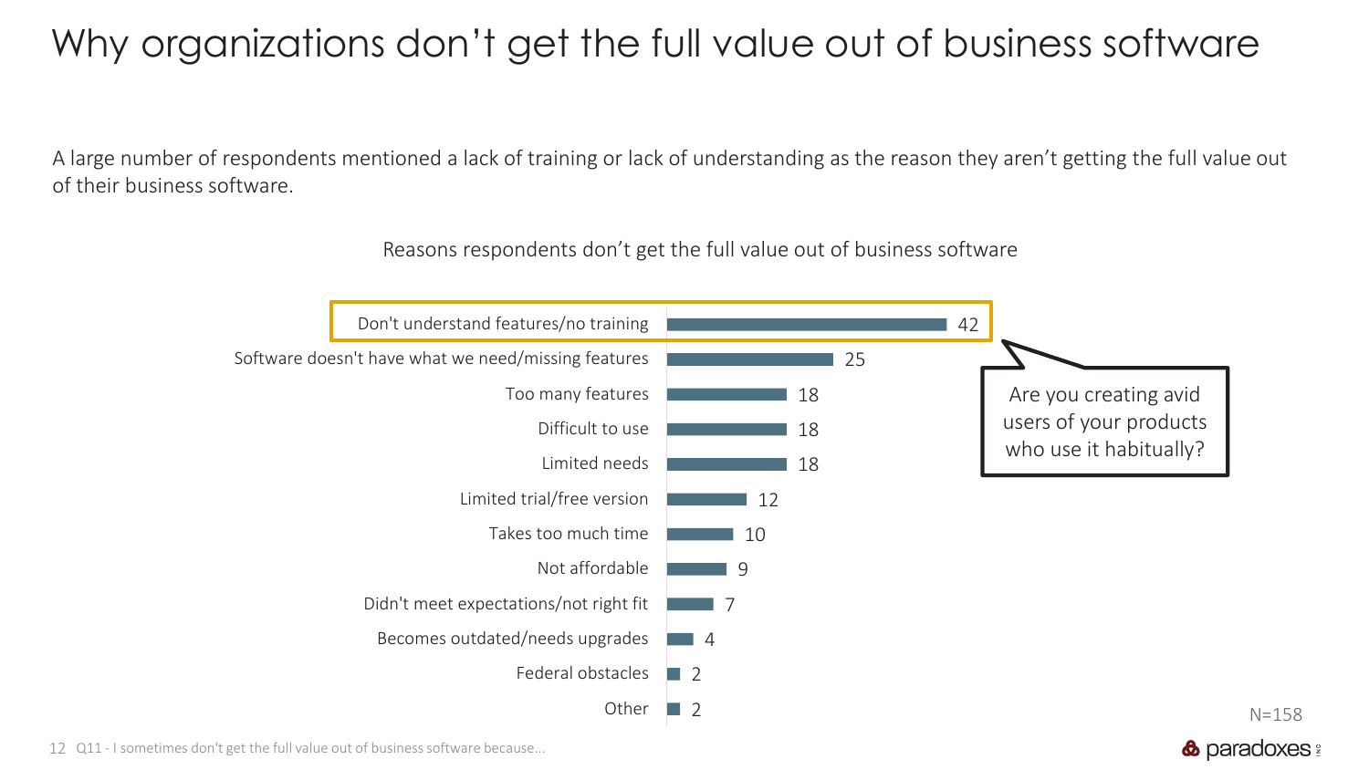# Why organizations don't get the full value out of business software

A large number of respondents mentioned a lack of training or lack of understanding as the reason they aren't getting the full value out of their business software.

Reasons respondents don't get the full value out of business software

| Reason | Count |
| --- | --- |
| Don't understand features/no training | 42 |
| Software doesn't have what we need/missing features | 25 |
| Too many features | 18 |
| Difficult to use | 18 |
| Limited needs | 18 |
| Limited trial/free version | 12 |
| Takes too much time | 10 |
| Not affordable | 9 |
| Didn't meet expectations/not right fit | 7 |
| Becomes outdated/needs upgrades | 4 |
| Federal obstacles | 2 |
| Other | 2 |

Are you creating avid users of your products who use it habitually?

N=158

Q11 - I sometimes don't get the full value out of business software because...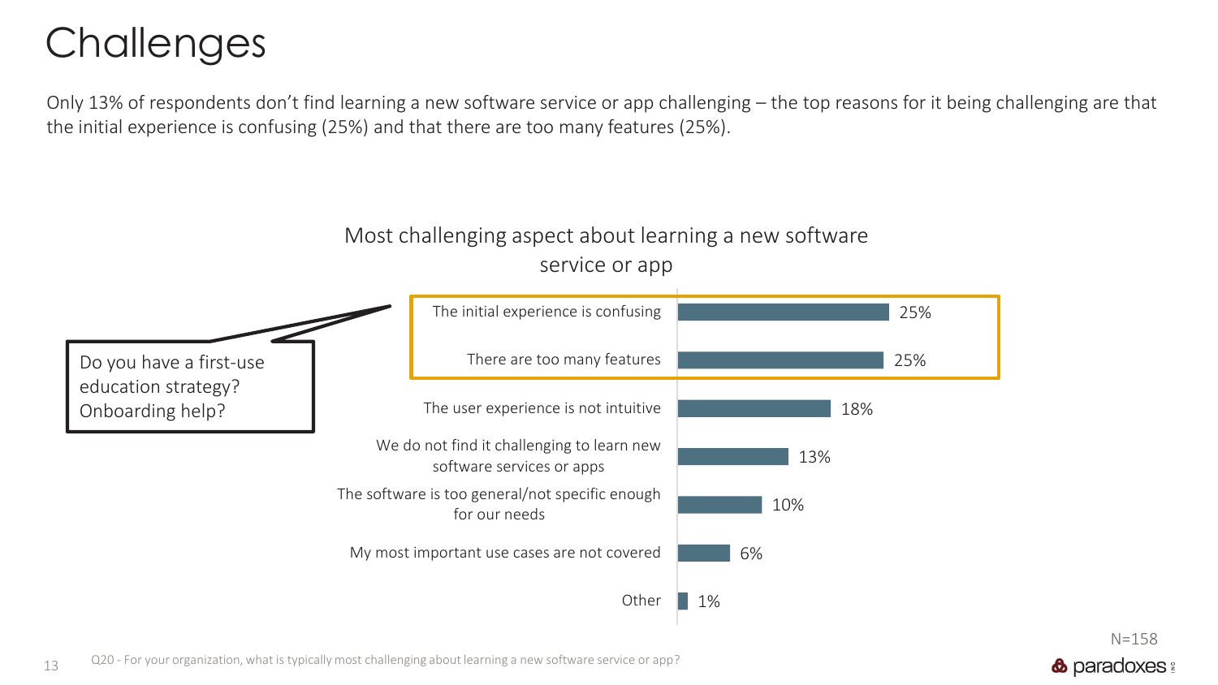# Challenges

Only 13% of respondents don't find learning a new software service or app challenging – the top reasons for it being challenging are that the initial experience is confusing (25%) and that there are too many features (25%).

**Most challenging aspect about learning a new software service or app**

| Response | % |
| --- | --- |
| The initial experience is confusing | 25% |
| There are too many features | 25% |
| The user experience is not intuitive | 18% |
| We do not find it challenging to learn new software services or apps | 13% |
| The software is too general/not specific enough for our needs | 10% |
| My most important use cases are not covered | 6% |
| Other | 1% |

Do you have a first-use education strategy? Onboarding help?

N=158

Q20 - For your organization, what is typically most challenging about learning a new software service or app?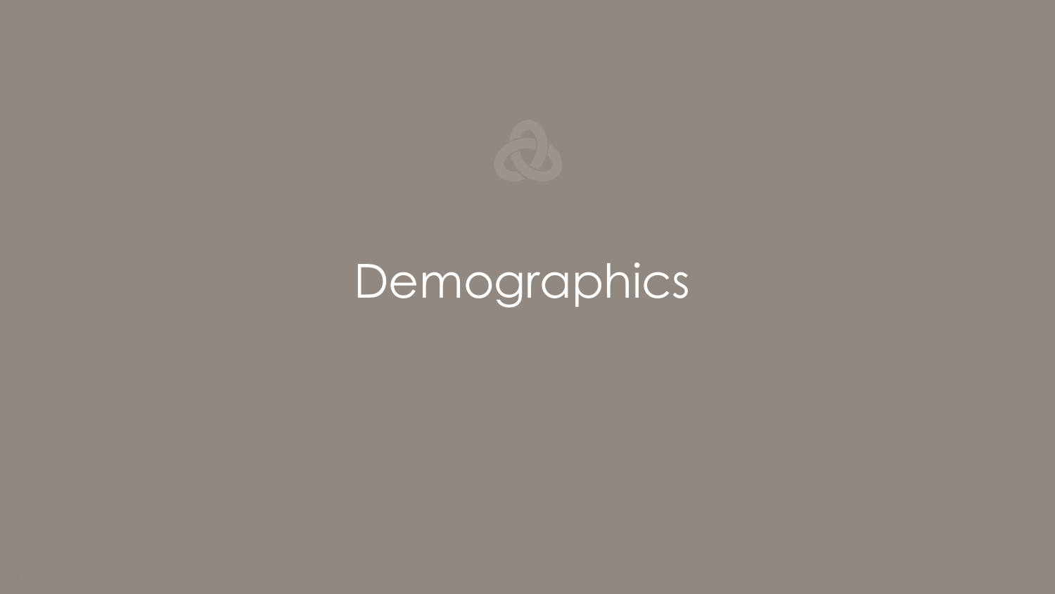# Demographics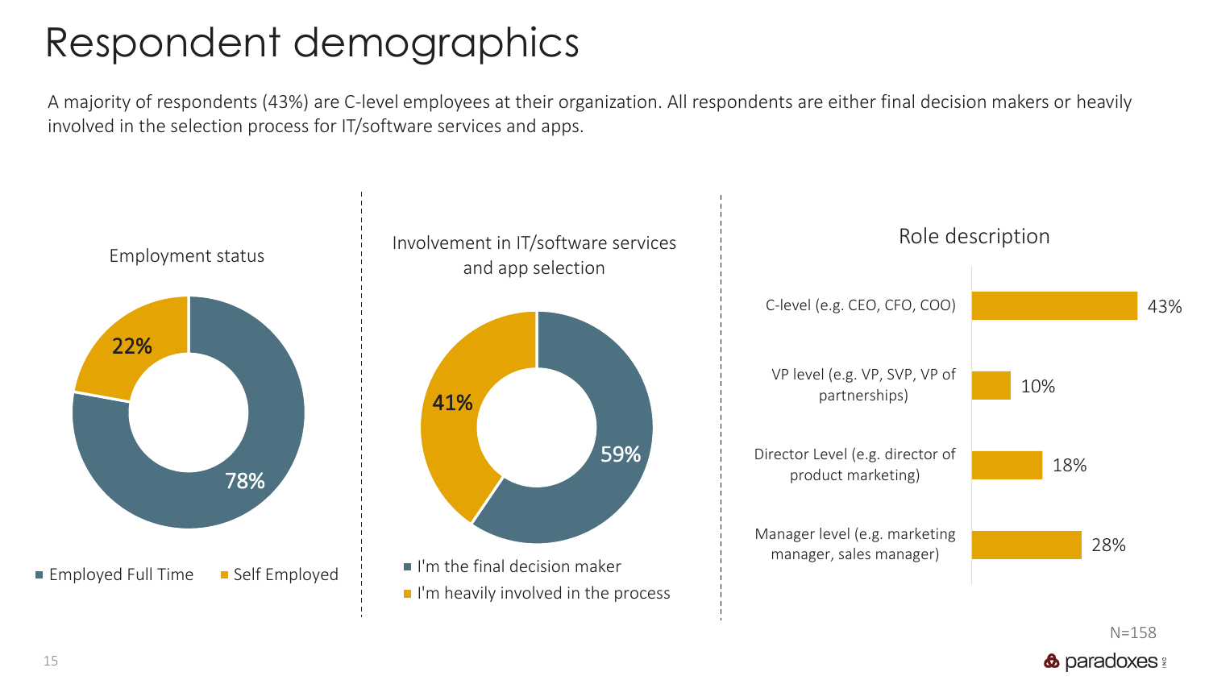# Respondent demographics

A majority of respondents (43%) are C-level employees at their organization. All respondents are either final decision makers or heavily involved in the selection process for IT/software services and apps.

### Employment status

| Employment status | % |
|---|---|
| Employed Full Time | 78% |
| Self Employed | 22% |

### Involvement in IT/software services and app selection

| Involvement | % |
|---|---|
| I'm the final decision maker | 59% |
| I'm heavily involved in the process | 41% |

### Role description

| Role | % |
|---|---|
| C-level (e.g. CEO, CFO, COO) | 43% |
| VP level (e.g. VP, SVP, VP of partnerships) | 10% |
| Director Level (e.g. director of product marketing) | 18% |
| Manager level (e.g. marketing manager, sales manager) | 28% |

N=158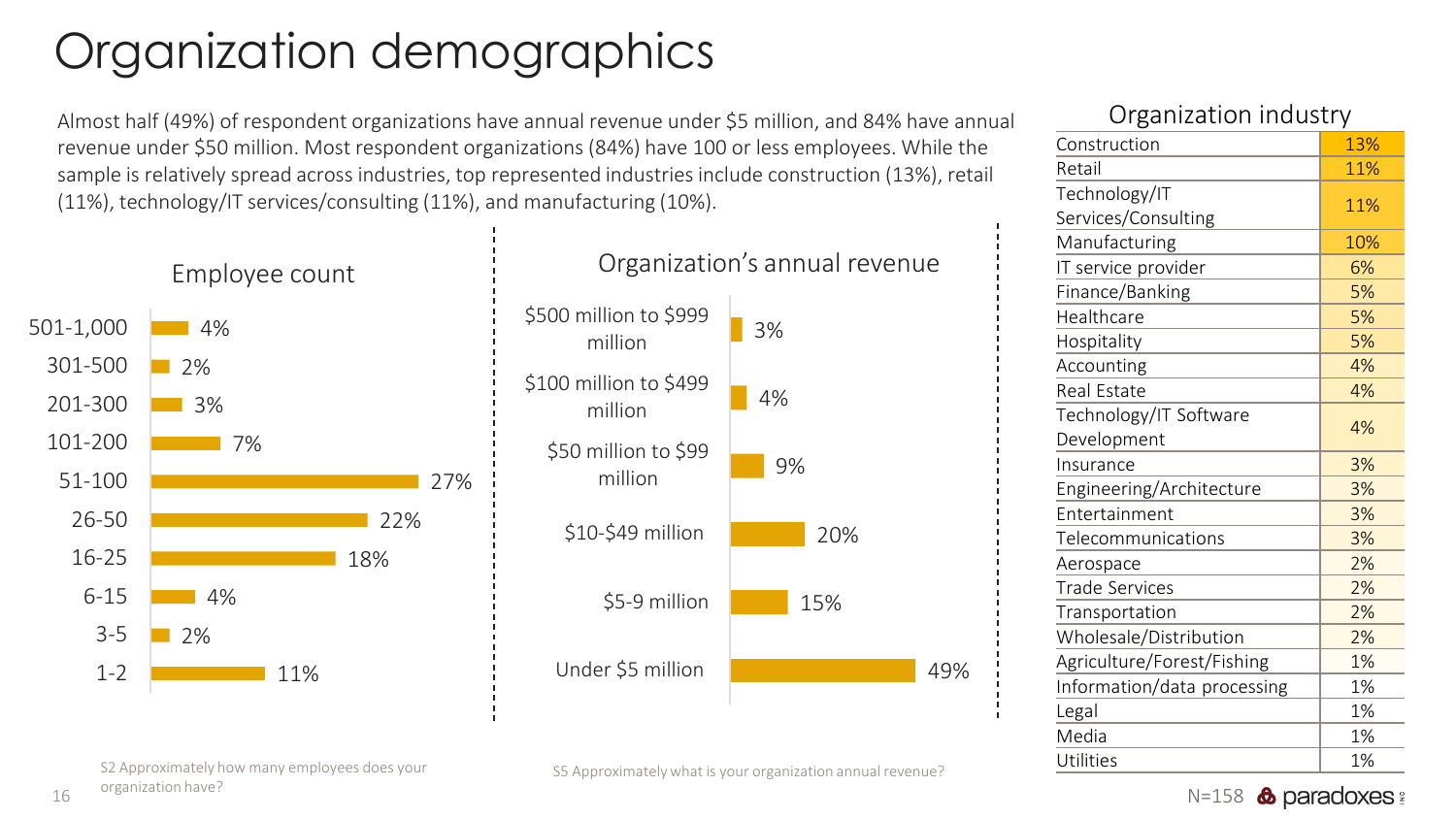# Organization demographics

Almost half (49%) of respondent organizations have annual revenue under $5 million, and 84% have annual revenue under $50 million. Most respondent organizations (84%) have 100 or less employees. While the sample is relatively spread across industries, top represented industries include construction (13%), retail (11%), technology/IT services/consulting (11%), and manufacturing (10%).

## Employee count

| Employee count | % |
|---|---|
| 501-1,000 | 4% |
| 301-500 | 2% |
| 201-300 | 3% |
| 101-200 | 7% |
| 51-100 | 27% |
| 26-50 | 22% |
| 16-25 | 18% |
| 6-15 | 4% |
| 3-5 | 2% |
| 1-2 | 11% |

S2 Approximately how many employees does your organization have?

## Organization's annual revenue

| Annual revenue | % |
|---|---|
| $500 million to $999 million | 3% |
| $100 million to $499 million | 4% |
| $50 million to $99 million | 9% |
| $10-$49 million | 20% |
| $5-9 million | 15% |
| Under $5 million | 49% |

S5 Approximately what is your organization annual revenue?

## Organization industry

| Industry | % |
|---|---|
| Construction | 13% |
| Retail | 11% |
| Technology/IT Services/Consulting | 11% |
| Manufacturing | 10% |
| IT service provider | 6% |
| Finance/Banking | 5% |
| Healthcare | 5% |
| Hospitality | 5% |
| Accounting | 4% |
| Real Estate | 4% |
| Technology/IT Software Development | 4% |
| Insurance | 3% |
| Engineering/Architecture | 3% |
| Entertainment | 3% |
| Telecommunications | 3% |
| Aerospace | 2% |
| Trade Services | 2% |
| Transportation | 2% |
| Wholesale/Distribution | 2% |
| Agriculture/Forest/Fishing | 1% |
| Information/data processing | 1% |
| Legal | 1% |
| Media | 1% |
| Utilities | 1% |

N=158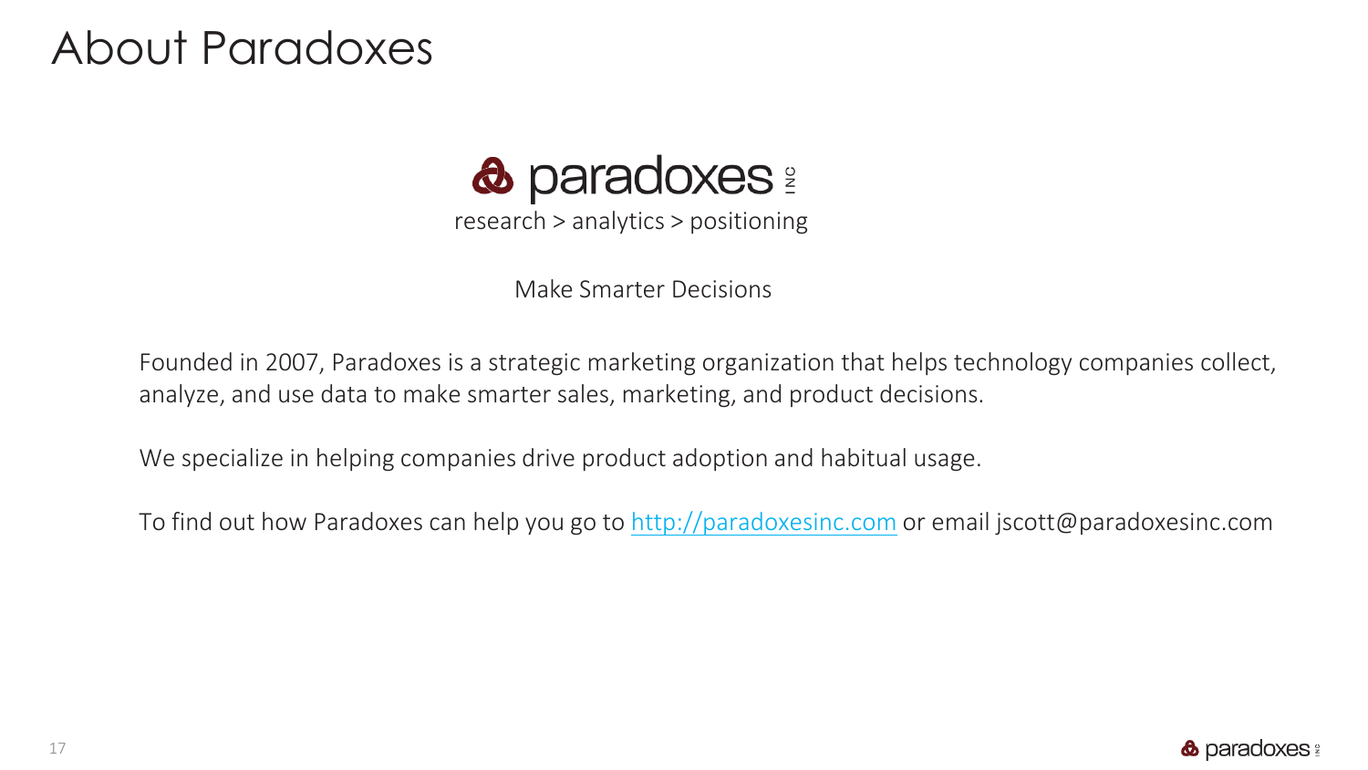# About Paradoxes

paradoxes INC

research > analytics > positioning

Make Smarter Decisions

Founded in 2007, Paradoxes is a strategic marketing organization that helps technology companies collect, analyze, and use data to make smarter sales, marketing, and product decisions.

We specialize in helping companies drive product adoption and habitual usage.

To find out how Paradoxes can help you go to http://paradoxesinc.com or email jscott@paradoxesinc.com